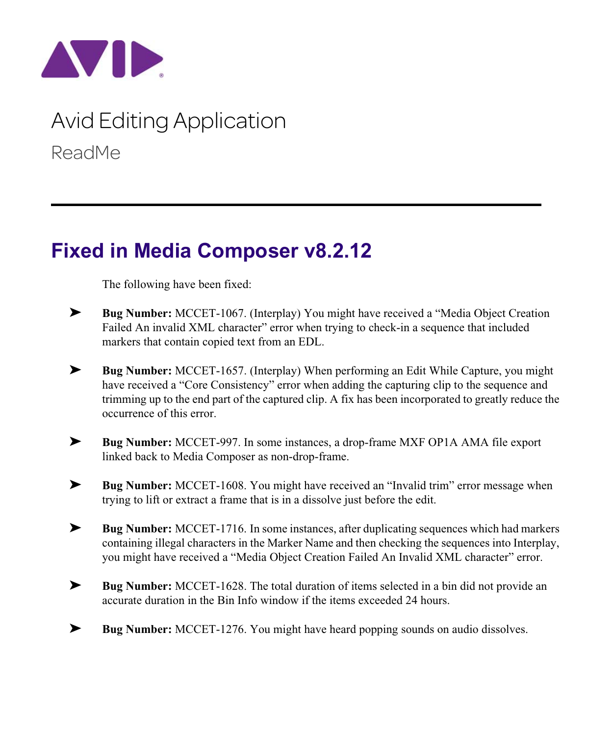# Avid Editing Application

ReadMe

## Fixed in Media Composer v8.2.12

The following have been fixed:

- **Bug Number:** MCCET-1067. (Interplay) You might have received a "Media Object Creation Failed An invalid XML character" error when trying to check-in a sequence that included markers that contain copied text from an EDL.

- **Bug Number:** MCCET-1657. (Interplay) When performing an Edit While Capture, you might have received a "Core Consistency" error when adding the capturing clip to the sequence and trimming up to the end part of the captured clip. A fix has been incorporated to greatly reduce the occurrence of this error.

- **Bug Number:** MCCET-997. In some instances, a drop-frame MXF OP1A AMA file export linked back to Media Composer as non-drop-frame.

- **Bug Number:** MCCET-1608. You might have received an "Invalid trim" error message when trying to lift or extract a frame that is in a dissolve just before the edit.

- **Bug Number:** MCCET-1716. In some instances, after duplicating sequences which had markers containing illegal characters in the Marker Name and then checking the sequences into Interplay, you might have received a "Media Object Creation Failed An Invalid XML character" error.

- **Bug Number:** MCCET-1628. The total duration of items selected in a bin did not provide an accurate duration in the Bin Info window if the items exceeded 24 hours.

- **Bug Number:** MCCET-1276. You might have heard popping sounds on audio dissolves.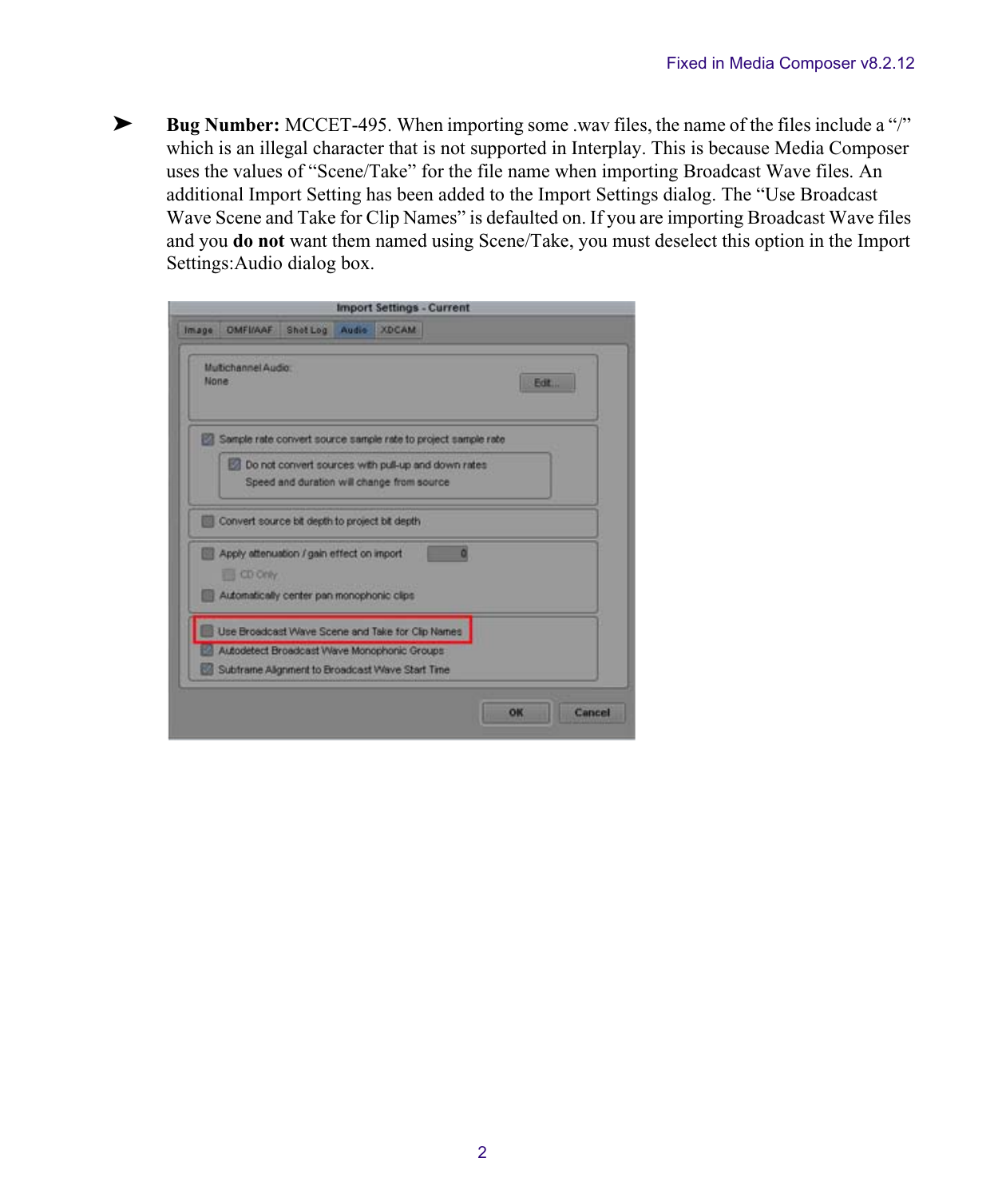- **Bug Number:** MCCET-495. When importing some .wav files, the name of the files include a “/” which is an illegal character that is not supported in Interplay. This is because Media Composer uses the values of “Scene/Take” for the file name when importing Broadcast Wave files. An additional Import Setting has been added to the Import Settings dialog. The “Use Broadcast Wave Scene and Take for Clip Names” is defaulted on. If you are importing Broadcast Wave files and you **do not** want them named using Scene/Take, you must deselect this option in the Import Settings:Audio dialog box.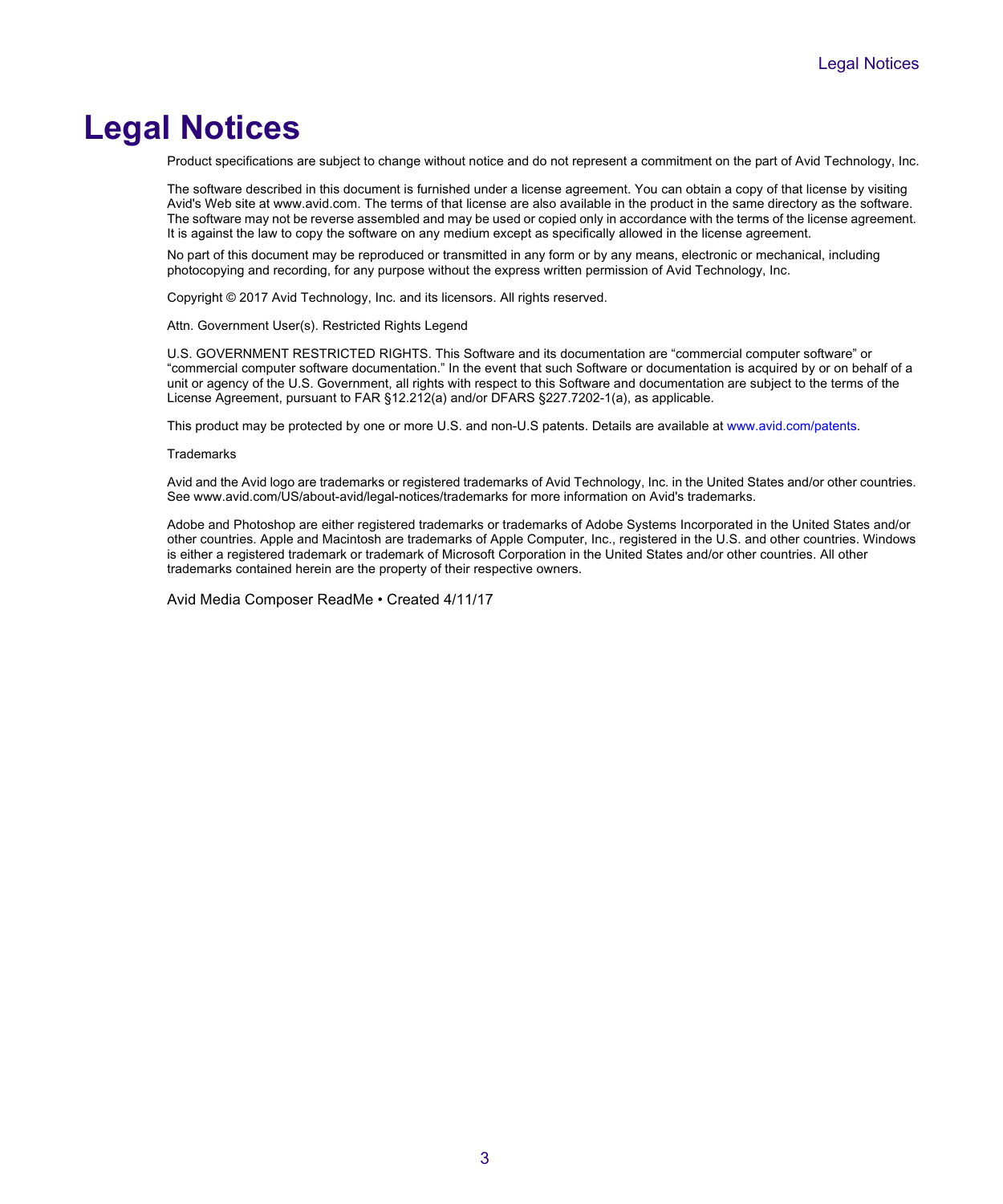# Legal Notices

Product specifications are subject to change without notice and do not represent a commitment on the part of Avid Technology, Inc.

The software described in this document is furnished under a license agreement. You can obtain a copy of that license by visiting Avid's Web site at www.avid.com. The terms of that license are also available in the product in the same directory as the software. The software may not be reverse assembled and may be used or copied only in accordance with the terms of the license agreement. It is against the law to copy the software on any medium except as specifically allowed in the license agreement.

No part of this document may be reproduced or transmitted in any form or by any means, electronic or mechanical, including photocopying and recording, for any purpose without the express written permission of Avid Technology, Inc.

Copyright © 2017 Avid Technology, Inc. and its licensors. All rights reserved.

Attn. Government User(s). Restricted Rights Legend

U.S. GOVERNMENT RESTRICTED RIGHTS. This Software and its documentation are “commercial computer software” or “commercial computer software documentation.” In the event that such Software or documentation is acquired by or on behalf of a unit or agency of the U.S. Government, all rights with respect to this Software and documentation are subject to the terms of the License Agreement, pursuant to FAR §12.212(a) and/or DFARS §227.7202-1(a), as applicable.

This product may be protected by one or more U.S. and non-U.S patents. Details are available at www.avid.com/patents.

Trademarks

Avid and the Avid logo are trademarks or registered trademarks of Avid Technology, Inc. in the United States and/or other countries. See www.avid.com/US/about-avid/legal-notices/trademarks for more information on Avid's trademarks.

Adobe and Photoshop are either registered trademarks or trademarks of Adobe Systems Incorporated in the United States and/or other countries. Apple and Macintosh are trademarks of Apple Computer, Inc., registered in the U.S. and other countries. Windows is either a registered trademark or trademark of Microsoft Corporation in the United States and/or other countries. All other trademarks contained herein are the property of their respective owners.

Avid Media Composer ReadMe • Created 4/11/17